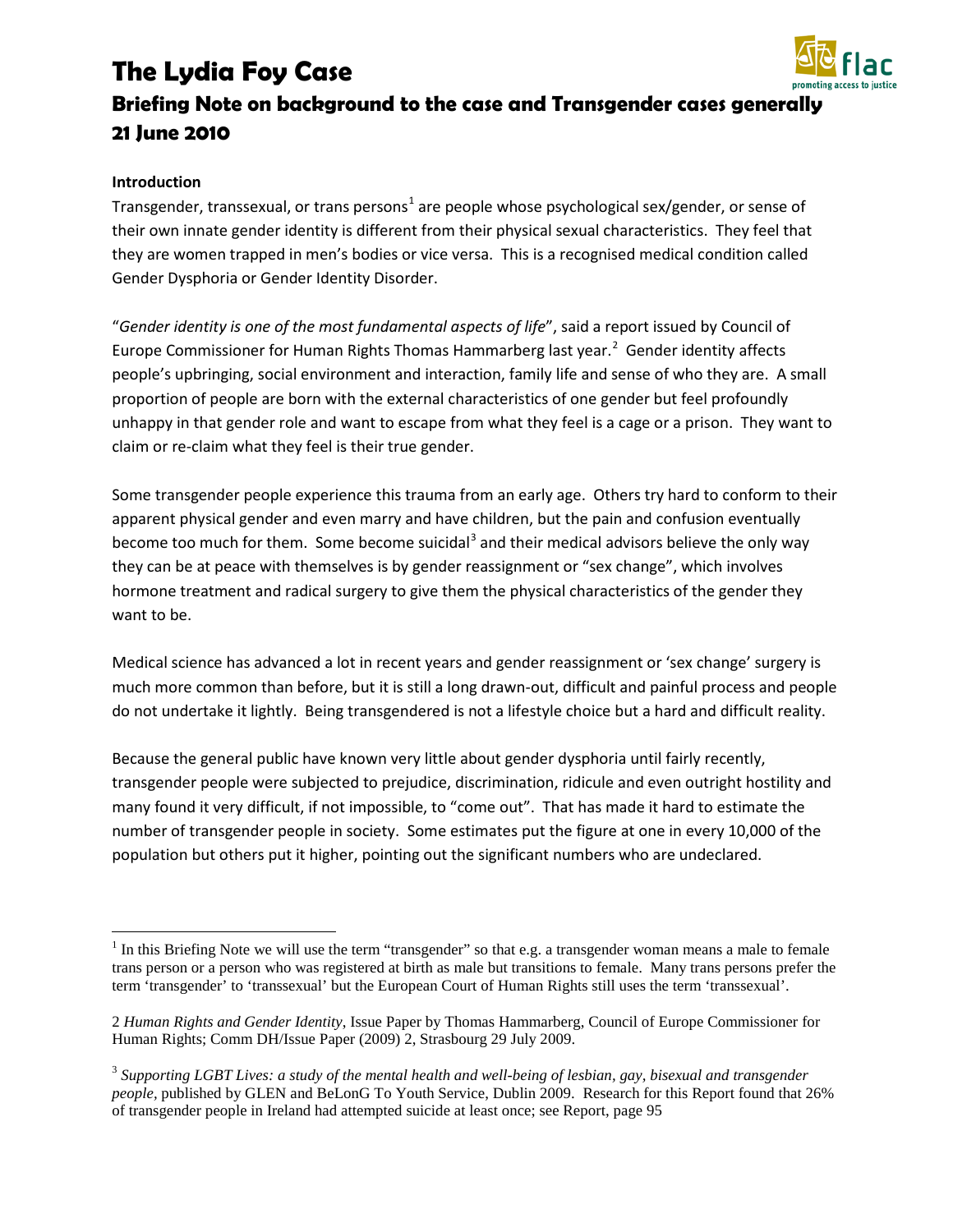# The Lydia Foy Case

## Briefing Note on background to the case and Transgender cases generally 21 June 2010

**Introduction**

Transgender, transsexual, or trans persons[1] are people whose psychological sex/gender, or sense of their own innate gender identity is different from their physical sexual characteristics. They feel that they are women trapped in men's bodies or vice versa. This is a recognised medical condition called Gender Dysphoria or Gender Identity Disorder.

"*Gender identity is one of the most fundamental aspects of life*", said a report issued by Council of Europe Commissioner for Human Rights Thomas Hammarberg last year.[2] Gender identity affects people's upbringing, social environment and interaction, family life and sense of who they are. A small proportion of people are born with the external characteristics of one gender but feel profoundly unhappy in that gender role and want to escape from what they feel is a cage or a prison. They want to claim or re-claim what they feel is their true gender.

Some transgender people experience this trauma from an early age. Others try hard to conform to their apparent physical gender and even marry and have children, but the pain and confusion eventually become too much for them. Some become suicidal[3] and their medical advisors believe the only way they can be at peace with themselves is by gender reassignment or "sex change", which involves hormone treatment and radical surgery to give them the physical characteristics of the gender they want to be.

Medical science has advanced a lot in recent years and gender reassignment or 'sex change' surgery is much more common than before, but it is still a long drawn-out, difficult and painful process and people do not undertake it lightly. Being transgendered is not a lifestyle choice but a hard and difficult reality.

Because the general public have known very little about gender dysphoria until fairly recently, transgender people were subjected to prejudice, discrimination, ridicule and even outright hostility and many found it very difficult, if not impossible, to "come out". That has made it hard to estimate the number of transgender people in society. Some estimates put the figure at one in every 10,000 of the population but others put it higher, pointing out the significant numbers who are undeclared.

---

[1] In this Briefing Note we will use the term "transgender" so that e.g. a transgender woman means a male to female trans person or a person who was registered at birth as male but transitions to female. Many trans persons prefer the term 'transgender' to 'transsexual' but the European Court of Human Rights still uses the term 'transsexual'.

[2] *Human Rights and Gender Identity*, Issue Paper by Thomas Hammarberg, Council of Europe Commissioner for Human Rights; Comm DH/Issue Paper (2009) 2, Strasbourg 29 July 2009.

[3] *Supporting LGBT Lives: a study of the mental health and well-being of lesbian, gay, bisexual and transgender people*, published by GLEN and BeLonG To Youth Service, Dublin 2009. Research for this Report found that 26% of transgender people in Ireland had attempted suicide at least once; see Report, page 95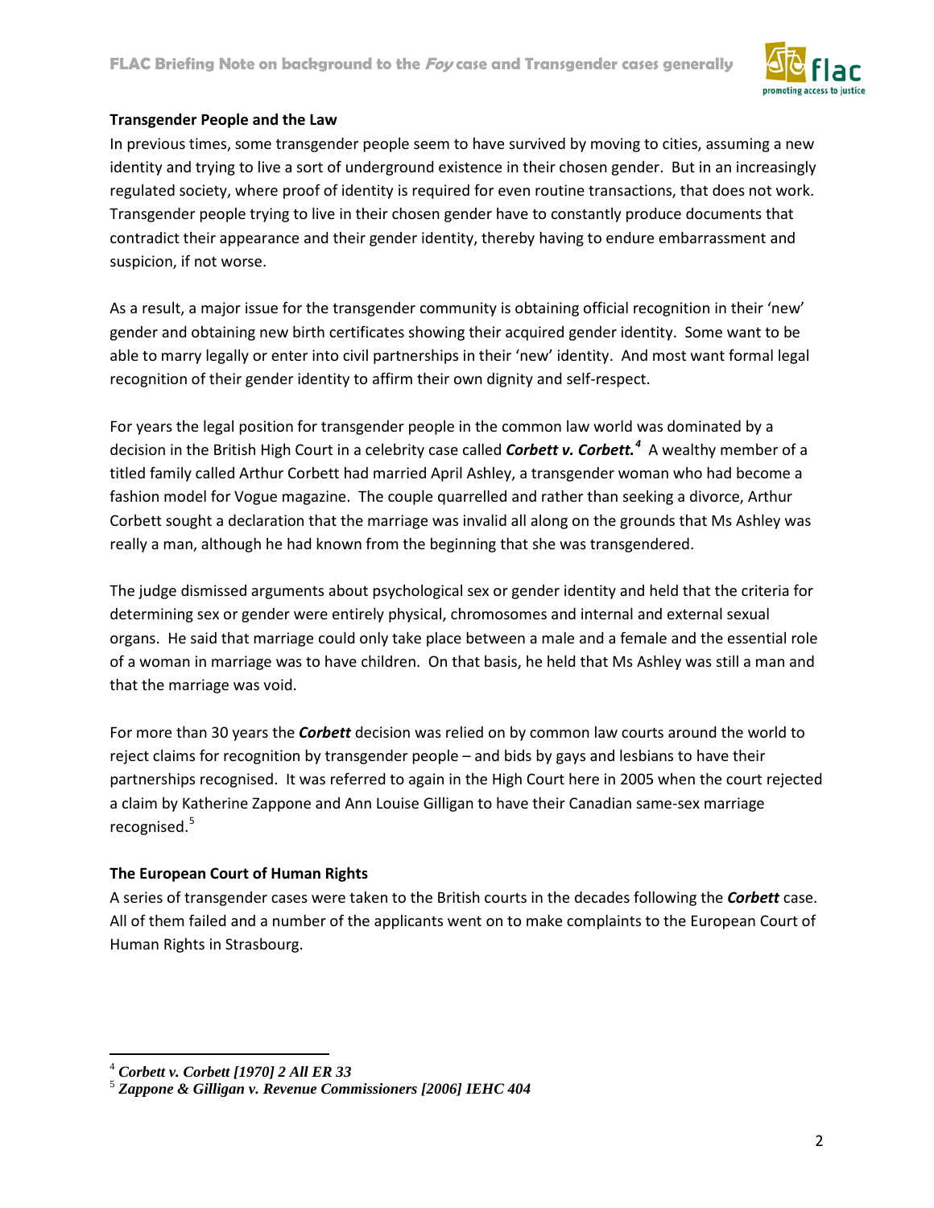## Transgender People and the Law

In previous times, some transgender people seem to have survived by moving to cities, assuming a new identity and trying to live a sort of underground existence in their chosen gender. But in an increasingly regulated society, where proof of identity is required for even routine transactions, that does not work. Transgender people trying to live in their chosen gender have to constantly produce documents that contradict their appearance and their gender identity, thereby having to endure embarrassment and suspicion, if not worse.

As a result, a major issue for the transgender community is obtaining official recognition in their 'new' gender and obtaining new birth certificates showing their acquired gender identity. Some want to be able to marry legally or enter into civil partnerships in their 'new' identity. And most want formal legal recognition of their gender identity to affirm their own dignity and self-respect.

For years the legal position for transgender people in the common law world was dominated by a decision in the British High Court in a celebrity case called ***Corbett v. Corbett.***[4] A wealthy member of a titled family called Arthur Corbett had married April Ashley, a transgender woman who had become a fashion model for Vogue magazine. The couple quarrelled and rather than seeking a divorce, Arthur Corbett sought a declaration that the marriage was invalid all along on the grounds that Ms Ashley was really a man, although he had known from the beginning that she was transgendered.

The judge dismissed arguments about psychological sex or gender identity and held that the criteria for determining sex or gender were entirely physical, chromosomes and internal and external sexual organs. He said that marriage could only take place between a male and a female and the essential role of a woman in marriage was to have children. On that basis, he held that Ms Ashley was still a man and that the marriage was void.

For more than 30 years the ***Corbett*** decision was relied on by common law courts around the world to reject claims for recognition by transgender people – and bids by gays and lesbians to have their partnerships recognised. It was referred to again in the High Court here in 2005 when the court rejected a claim by Katherine Zappone and Ann Louise Gilligan to have their Canadian same-sex marriage recognised.[5]

## The European Court of Human Rights

A series of transgender cases were taken to the British courts in the decades following the ***Corbett*** case. All of them failed and a number of the applicants went on to make complaints to the European Court of Human Rights in Strasbourg.

---

[4] ***Corbett v. Corbett [1970] 2 All ER 33***

[5] ***Zappone & Gilligan v. Revenue Commissioners [2006] IEHC 404***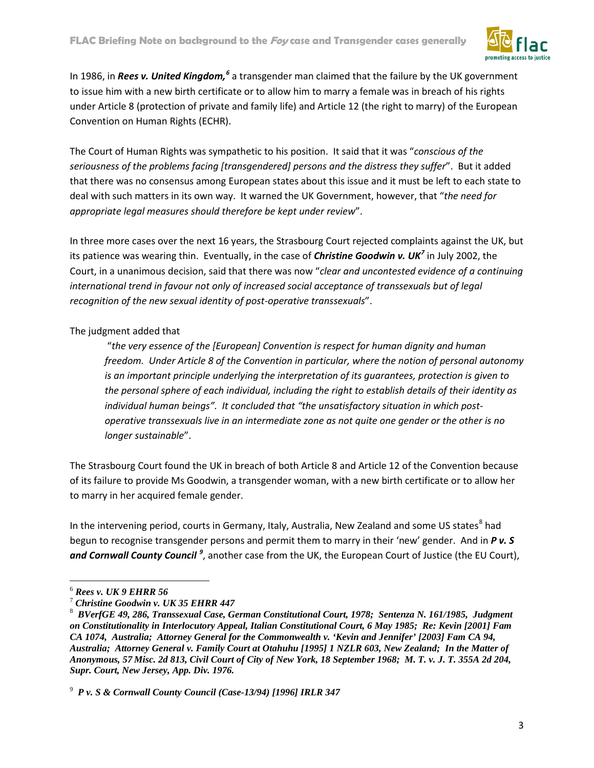In 1986, in ***Rees v. United Kingdom,***[6] a transgender man claimed that the failure by the UK government to issue him with a new birth certificate or to allow him to marry a female was in breach of his rights under Article 8 (protection of private and family life) and Article 12 (the right to marry) of the European Convention on Human Rights (ECHR).

The Court of Human Rights was sympathetic to his position. It said that it was "*conscious of the seriousness of the problems facing [transgendered] persons and the distress they suffer*". But it added that there was no consensus among European states about this issue and it must be left to each state to deal with such matters in its own way. It warned the UK Government, however, that "*the need for appropriate legal measures should therefore be kept under review*".

In three more cases over the next 16 years, the Strasbourg Court rejected complaints against the UK, but its patience was wearing thin. Eventually, in the case of ***Christine Goodwin v. UK***[7] in July 2002, the Court, in a unanimous decision, said that there was now "*clear and uncontested evidence of a continuing international trend in favour not only of increased social acceptance of transsexuals but of legal recognition of the new sexual identity of post-operative transsexuals*".

The judgment added that

> "*the very essence of the [European] Convention is respect for human dignity and human freedom. Under Article 8 of the Convention in particular, where the notion of personal autonomy is an important principle underlying the interpretation of its guarantees, protection is given to the personal sphere of each individual, including the right to establish details of their identity as individual human beings". It concluded that "the unsatisfactory situation in which post-operative transsexuals live in an intermediate zone as not quite one gender or the other is no longer sustainable*".

The Strasbourg Court found the UK in breach of both Article 8 and Article 12 of the Convention because of its failure to provide Ms Goodwin, a transgender woman, with a new birth certificate or to allow her to marry in her acquired female gender.

In the intervening period, courts in Germany, Italy, Australia, New Zealand and some US states[8] had begun to recognise transgender persons and permit them to marry in their 'new' gender. And in ***P v. S and Cornwall County Council***[9], another case from the UK, the European Court of Justice (the EU Court),

---

[6] ***Rees v. UK 9 EHRR 56***

[7] ***Christine Goodwin v. UK 35 EHRR 447***

[8] ***BVerfGE 49, 286, Transsexual Case, German Constitutional Court, 1978; Sentenza N. 161/1985, Judgment on Constitutionality in Interlocutory Appeal, Italian Constitutional Court, 6 May 1985; Re: Kevin [2001] Fam CA 1074, Australia; Attorney General for the Commonwealth v. 'Kevin and Jennifer' [2003] Fam CA 94, Australia; Attorney General v. Family Court at Otahuhu [1995] 1 NZLR 603, New Zealand; In the Matter of Anonymous, 57 Misc. 2d 813, Civil Court of City of New York, 18 September 1968; M. T. v. J. T. 355A 2d 204, Supr. Court, New Jersey, App. Div. 1976.***

[9] ***P v. S & Cornwall County Council (Case-13/94) [1996] IRLR 347***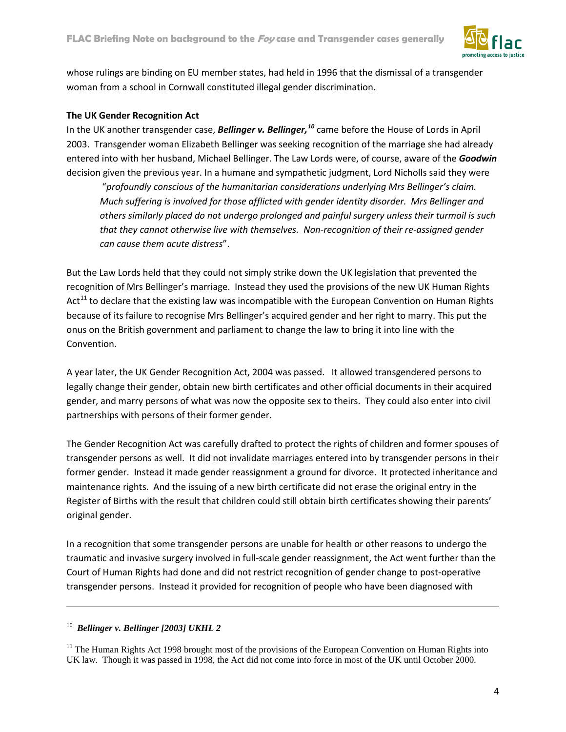whose rulings are binding on EU member states, had held in 1996 that the dismissal of a transgender woman from a school in Cornwall constituted illegal gender discrimination.

**The UK Gender Recognition Act**

In the UK another transgender case, ***Bellinger v. Bellinger,***[10] came before the House of Lords in April 2003. Transgender woman Elizabeth Bellinger was seeking recognition of the marriage she had already entered into with her husband, Michael Bellinger. The Law Lords were, of course, aware of the ***Goodwin*** decision given the previous year. In a humane and sympathetic judgment, Lord Nicholls said they were

> "*profoundly conscious of the humanitarian considerations underlying Mrs Bellinger's claim. Much suffering is involved for those afflicted with gender identity disorder. Mrs Bellinger and others similarly placed do not undergo prolonged and painful surgery unless their turmoil is such that they cannot otherwise live with themselves. Non-recognition of their re-assigned gender can cause them acute distress*".

But the Law Lords held that they could not simply strike down the UK legislation that prevented the recognition of Mrs Bellinger's marriage. Instead they used the provisions of the new UK Human Rights Act[11] to declare that the existing law was incompatible with the European Convention on Human Rights because of its failure to recognise Mrs Bellinger's acquired gender and her right to marry. This put the onus on the British government and parliament to change the law to bring it into line with the Convention.

A year later, the UK Gender Recognition Act, 2004 was passed. It allowed transgendered persons to legally change their gender, obtain new birth certificates and other official documents in their acquired gender, and marry persons of what was now the opposite sex to theirs. They could also enter into civil partnerships with persons of their former gender.

The Gender Recognition Act was carefully drafted to protect the rights of children and former spouses of transgender persons as well. It did not invalidate marriages entered into by transgender persons in their former gender. Instead it made gender reassignment a ground for divorce. It protected inheritance and maintenance rights. And the issuing of a new birth certificate did not erase the original entry in the Register of Births with the result that children could still obtain birth certificates showing their parents' original gender.

In a recognition that some transgender persons are unable for health or other reasons to undergo the traumatic and invasive surgery involved in full-scale gender reassignment, the Act went further than the Court of Human Rights had done and did not restrict recognition of gender change to post-operative transgender persons. Instead it provided for recognition of people who have been diagnosed with

---

[10] ***Bellinger v. Bellinger [2003] UKHL 2***

[11] The Human Rights Act 1998 brought most of the provisions of the European Convention on Human Rights into UK law. Though it was passed in 1998, the Act did not come into force in most of the UK until October 2000.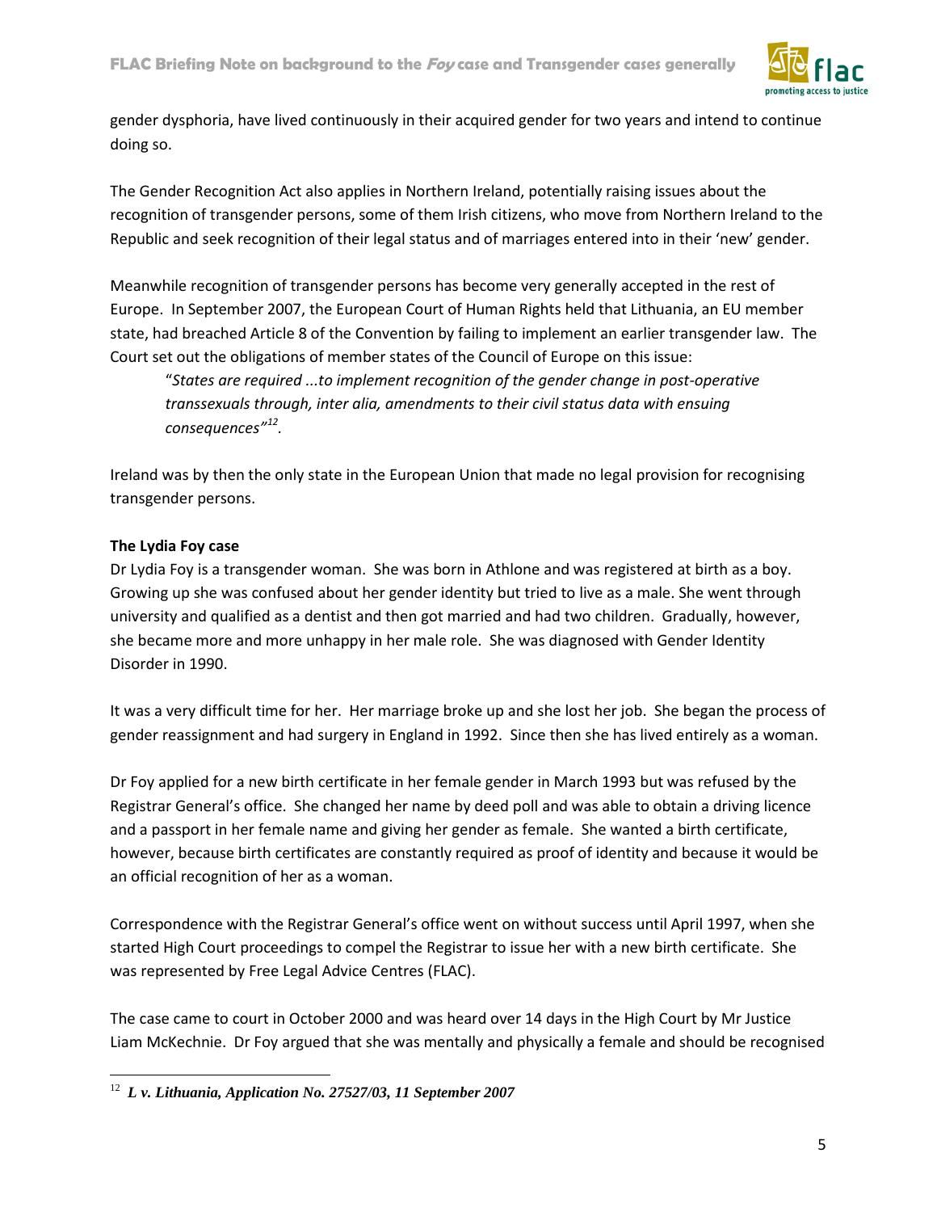gender dysphoria, have lived continuously in their acquired gender for two years and intend to continue doing so.

The Gender Recognition Act also applies in Northern Ireland, potentially raising issues about the recognition of transgender persons, some of them Irish citizens, who move from Northern Ireland to the Republic and seek recognition of their legal status and of marriages entered into in their 'new' gender.

Meanwhile recognition of transgender persons has become very generally accepted in the rest of Europe. In September 2007, the European Court of Human Rights held that Lithuania, an EU member state, had breached Article 8 of the Convention by failing to implement an earlier transgender law. The Court set out the obligations of member states of the Council of Europe on this issue:

> "*States are required ...to implement recognition of the gender change in post-operative transsexuals through, inter alia, amendments to their civil status data with ensuing consequences*"[12].

Ireland was by then the only state in the European Union that made no legal provision for recognising transgender persons.

**The Lydia Foy case**

Dr Lydia Foy is a transgender woman. She was born in Athlone and was registered at birth as a boy. Growing up she was confused about her gender identity but tried to live as a male. She went through university and qualified as a dentist and then got married and had two children. Gradually, however, she became more and more unhappy in her male role. She was diagnosed with Gender Identity Disorder in 1990.

It was a very difficult time for her. Her marriage broke up and she lost her job. She began the process of gender reassignment and had surgery in England in 1992. Since then she has lived entirely as a woman.

Dr Foy applied for a new birth certificate in her female gender in March 1993 but was refused by the Registrar General's office. She changed her name by deed poll and was able to obtain a driving licence and a passport in her female name and giving her gender as female. She wanted a birth certificate, however, because birth certificates are constantly required as proof of identity and because it would be an official recognition of her as a woman.

Correspondence with the Registrar General's office went on without success until April 1997, when she started High Court proceedings to compel the Registrar to issue her with a new birth certificate. She was represented by Free Legal Advice Centres (FLAC).

The case came to court in October 2000 and was heard over 14 days in the High Court by Mr Justice Liam McKechnie. Dr Foy argued that she was mentally and physically a female and should be recognised

---

[12] ***L v. Lithuania, Application No. 27527/03, 11 September 2007***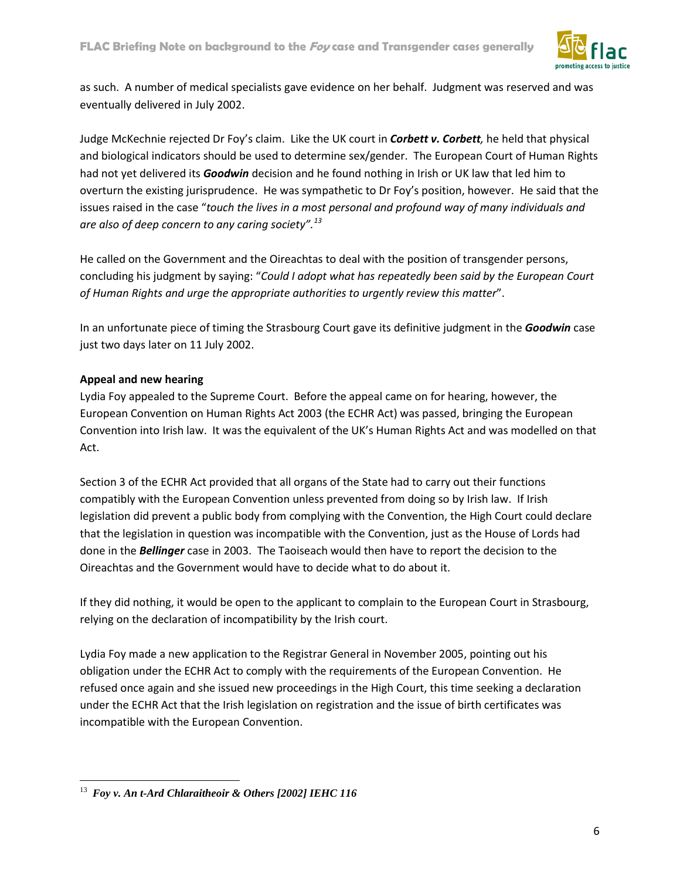as such.  A number of medical specialists gave evidence on her behalf.  Judgment was reserved and was eventually delivered in July 2002.

Judge McKechnie rejected Dr Foy's claim.  Like the UK court in ***Corbett v. Corbett,*** he held that physical and biological indicators should be used to determine sex/gender.  The European Court of Human Rights had not yet delivered its ***Goodwin*** decision and he found nothing in Irish or UK law that led him to overturn the existing jurisprudence.  He was sympathetic to Dr Foy's position, however.  He said that the issues raised in the case "*touch the lives in a most personal and profound way of many individuals and are also of deep concern to any caring society".*[13]

He called on the Government and the Oireachtas to deal with the position of transgender persons, concluding his judgment by saying: "*Could I adopt what has repeatedly been said by the European Court of Human Rights and urge the appropriate authorities to urgently review this matter*".

In an unfortunate piece of timing the Strasbourg Court gave its definitive judgment in the ***Goodwin*** case just two days later on 11 July 2002.

**Appeal and new hearing**

Lydia Foy appealed to the Supreme Court.  Before the appeal came on for hearing, however, the European Convention on Human Rights Act 2003 (the ECHR Act) was passed, bringing the European Convention into Irish law.  It was the equivalent of the UK's Human Rights Act and was modelled on that Act.

Section 3 of the ECHR Act provided that all organs of the State had to carry out their functions compatibly with the European Convention unless prevented from doing so by Irish law.  If Irish legislation did prevent a public body from complying with the Convention, the High Court could declare that the legislation in question was incompatible with the Convention, just as the House of Lords had done in the ***Bellinger*** case in 2003.  The Taoiseach would then have to report the decision to the Oireachtas and the Government would have to decide what to do about it.

If they did nothing, it would be open to the applicant to complain to the European Court in Strasbourg, relying on the declaration of incompatibility by the Irish court.

Lydia Foy made a new application to the Registrar General in November 2005, pointing out his obligation under the ECHR Act to comply with the requirements of the European Convention.  He refused once again and she issued new proceedings in the High Court, this time seeking a declaration under the ECHR Act that the Irish legislation on registration and the issue of birth certificates was incompatible with the European Convention.

---

[13] ***Foy v. An t-Ard Chlaraitheoir & Others [2002] IEHC 116***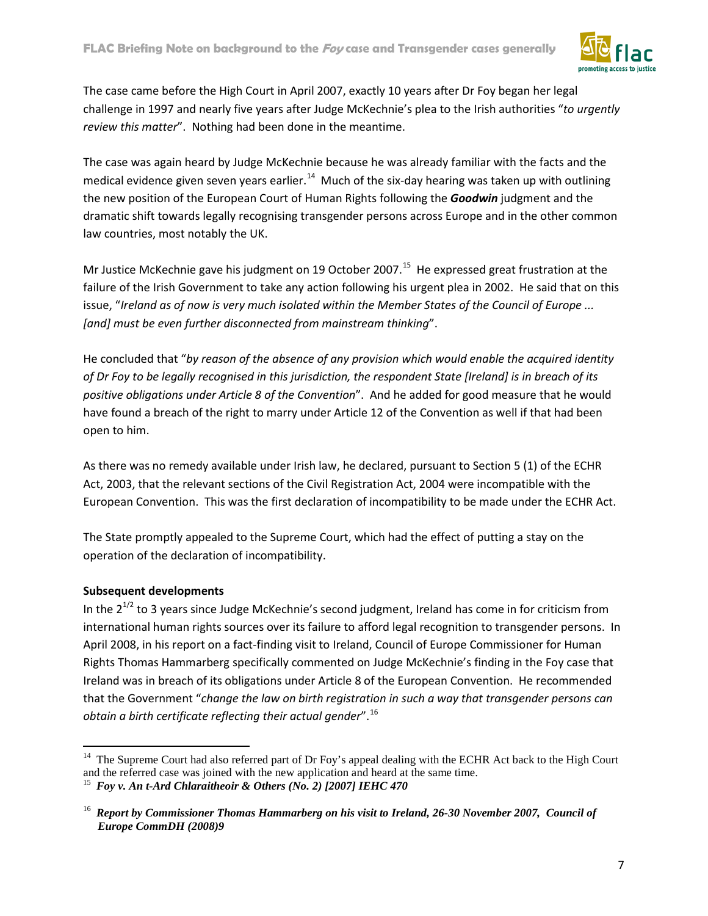The case came before the High Court in April 2007, exactly 10 years after Dr Foy began her legal challenge in 1997 and nearly five years after Judge McKechnie's plea to the Irish authorities "*to urgently review this matter*". Nothing had been done in the meantime.

The case was again heard by Judge McKechnie because he was already familiar with the facts and the medical evidence given seven years earlier.[14] Much of the six-day hearing was taken up with outlining the new position of the European Court of Human Rights following the ***Goodwin*** judgment and the dramatic shift towards legally recognising transgender persons across Europe and in the other common law countries, most notably the UK.

Mr Justice McKechnie gave his judgment on 19 October 2007.[15] He expressed great frustration at the failure of the Irish Government to take any action following his urgent plea in 2002. He said that on this issue, "*Ireland as of now is very much isolated within the Member States of the Council of Europe ... [and] must be even further disconnected from mainstream thinking*".

He concluded that "*by reason of the absence of any provision which would enable the acquired identity of Dr Foy to be legally recognised in this jurisdiction, the respondent State [Ireland] is in breach of its positive obligations under Article 8 of the Convention*". And he added for good measure that he would have found a breach of the right to marry under Article 12 of the Convention as well if that had been open to him.

As there was no remedy available under Irish law, he declared, pursuant to Section 5 (1) of the ECHR Act, 2003, that the relevant sections of the Civil Registration Act, 2004 were incompatible with the European Convention. This was the first declaration of incompatibility to be made under the ECHR Act.

The State promptly appealed to the Supreme Court, which had the effect of putting a stay on the operation of the declaration of incompatibility.

**Subsequent developments**

In the $2^{1/2}$ to 3 years since Judge McKechnie's second judgment, Ireland has come in for criticism from international human rights sources over its failure to afford legal recognition to transgender persons. In April 2008, in his report on a fact-finding visit to Ireland, Council of Europe Commissioner for Human Rights Thomas Hammarberg specifically commented on Judge McKechnie's finding in the Foy case that Ireland was in breach of its obligations under Article 8 of the European Convention. He recommended that the Government "*change the law on birth registration in such a way that transgender persons can obtain a birth certificate reflecting their actual gender*".[16]

---

[14] The Supreme Court had also referred part of Dr Foy's appeal dealing with the ECHR Act back to the High Court and the referred case was joined with the new application and heard at the same time.

[15] ***Foy v. An t-Ard Chlaraitheoir & Others (No. 2) [2007] IEHC 470***

[16] ***Report by Commissioner Thomas Hammarberg on his visit to Ireland, 26-30 November 2007, Council of Europe CommDH (2008)9***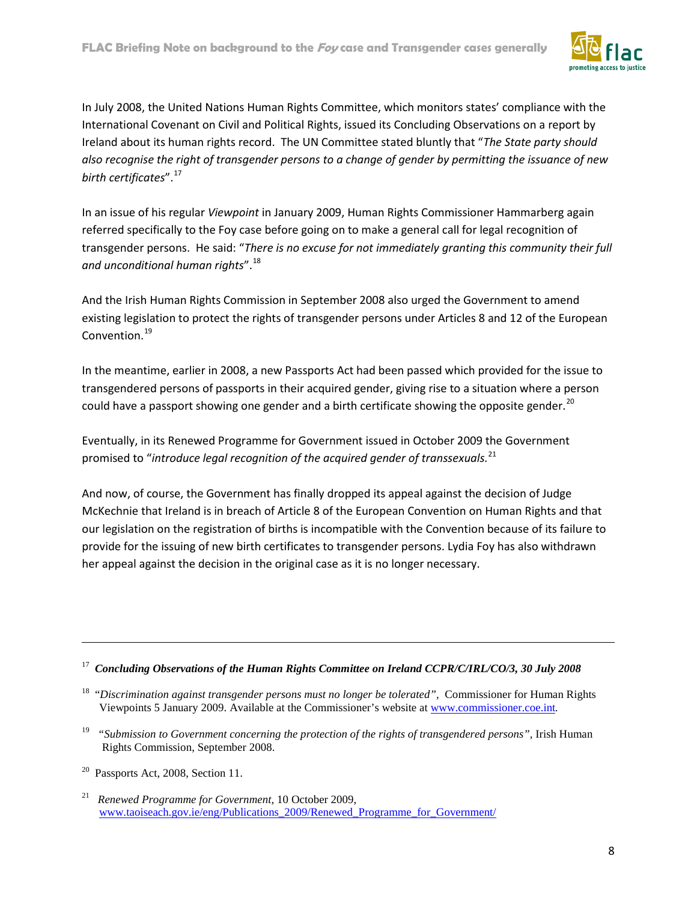In July 2008, the United Nations Human Rights Committee, which monitors states' compliance with the International Covenant on Civil and Political Rights, issued its Concluding Observations on a report by Ireland about its human rights record. The UN Committee stated bluntly that "*The State party should also recognise the right of transgender persons to a change of gender by permitting the issuance of new birth certificates*".[17]

In an issue of his regular *Viewpoint* in January 2009, Human Rights Commissioner Hammarberg again referred specifically to the Foy case before going on to make a general call for legal recognition of transgender persons. He said: "*There is no excuse for not immediately granting this community their full and unconditional human rights*".[18]

And the Irish Human Rights Commission in September 2008 also urged the Government to amend existing legislation to protect the rights of transgender persons under Articles 8 and 12 of the European Convention.[19]

In the meantime, earlier in 2008, a new Passports Act had been passed which provided for the issue to transgendered persons of passports in their acquired gender, giving rise to a situation where a person could have a passport showing one gender and a birth certificate showing the opposite gender.[20]

Eventually, in its Renewed Programme for Government issued in October 2009 the Government promised to "*introduce legal recognition of the acquired gender of transsexuals.*[21]

And now, of course, the Government has finally dropped its appeal against the decision of Judge McKechnie that Ireland is in breach of Article 8 of the European Convention on Human Rights and that our legislation on the registration of births is incompatible with the Convention because of its failure to provide for the issuing of new birth certificates to transgender persons. Lydia Foy has also withdrawn her appeal against the decision in the original case as it is no longer necessary.

---

[17] ***Concluding Observations of the Human Rights Committee on Ireland CCPR/C/IRL/CO/3, 30 July 2008***

[18] "*Discrimination against transgender persons must no longer be tolerated*", Commissioner for Human Rights Viewpoints 5 January 2009. Available at the Commissioner's website at www.commissioner.coe.int.

[19] "*Submission to Government concerning the protection of the rights of transgendered persons*", Irish Human Rights Commission, September 2008.

[20] Passports Act, 2008, Section 11.

[21] *Renewed Programme for Government,* 10 October 2009, www.taoiseach.gov.ie/eng/Publications_2009/Renewed_Programme_for_Government/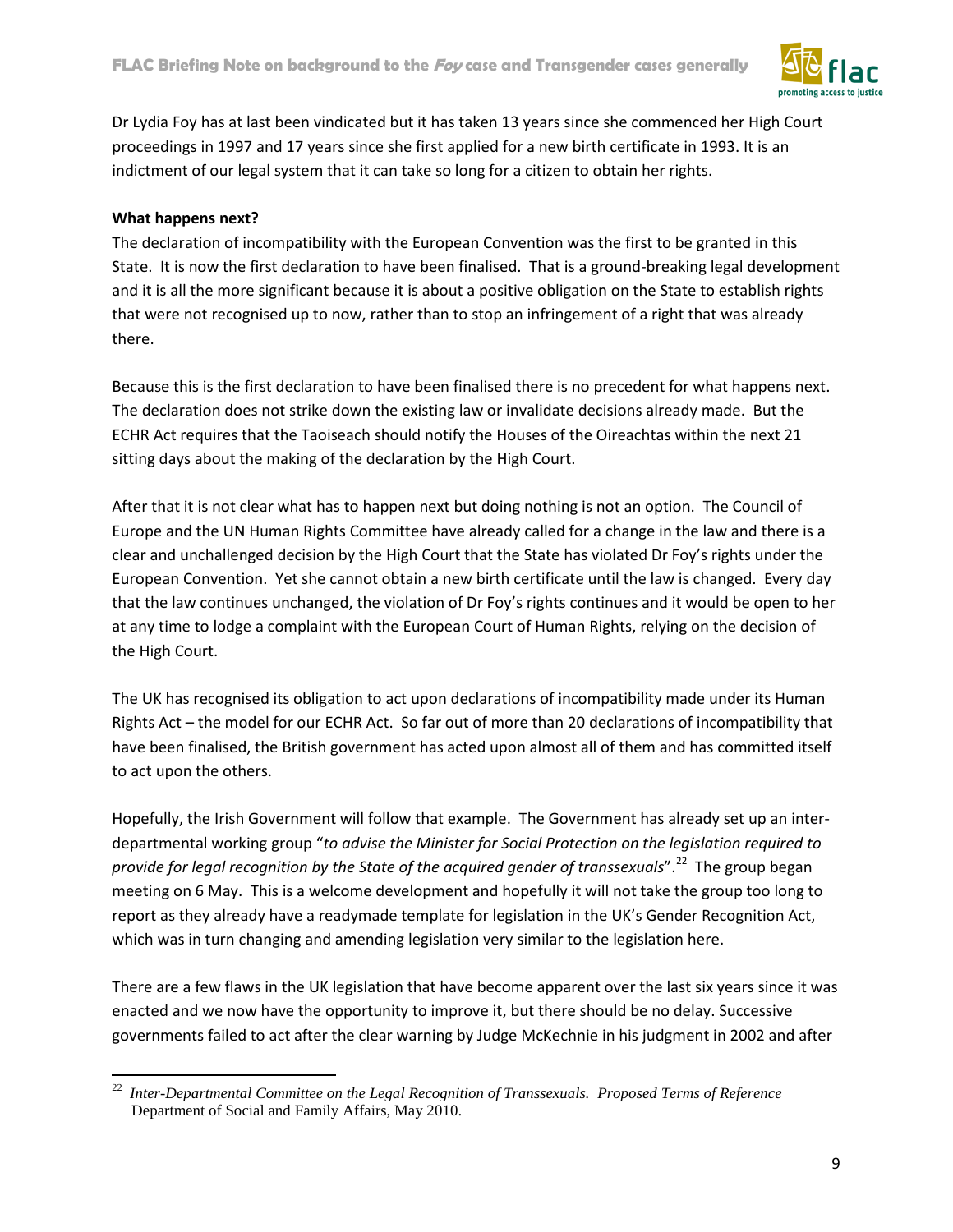Dr Lydia Foy has at last been vindicated but it has taken 13 years since she commenced her High Court proceedings in 1997 and 17 years since she first applied for a new birth certificate in 1993. It is an indictment of our legal system that it can take so long for a citizen to obtain her rights.

**What happens next?**

The declaration of incompatibility with the European Convention was the first to be granted in this State. It is now the first declaration to have been finalised. That is a ground-breaking legal development and it is all the more significant because it is about a positive obligation on the State to establish rights that were not recognised up to now, rather than to stop an infringement of a right that was already there.

Because this is the first declaration to have been finalised there is no precedent for what happens next. The declaration does not strike down the existing law or invalidate decisions already made. But the ECHR Act requires that the Taoiseach should notify the Houses of the Oireachtas within the next 21 sitting days about the making of the declaration by the High Court.

After that it is not clear what has to happen next but doing nothing is not an option. The Council of Europe and the UN Human Rights Committee have already called for a change in the law and there is a clear and unchallenged decision by the High Court that the State has violated Dr Foy's rights under the European Convention. Yet she cannot obtain a new birth certificate until the law is changed. Every day that the law continues unchanged, the violation of Dr Foy's rights continues and it would be open to her at any time to lodge a complaint with the European Court of Human Rights, relying on the decision of the High Court.

The UK has recognised its obligation to act upon declarations of incompatibility made under its Human Rights Act – the model for our ECHR Act. So far out of more than 20 declarations of incompatibility that have been finalised, the British government has acted upon almost all of them and has committed itself to act upon the others.

Hopefully, the Irish Government will follow that example. The Government has already set up an inter-departmental working group "*to advise the Minister for Social Protection on the legislation required to provide for legal recognition by the State of the acquired gender of transsexuals*".[22] The group began meeting on 6 May. This is a welcome development and hopefully it will not take the group too long to report as they already have a readymade template for legislation in the UK's Gender Recognition Act, which was in turn changing and amending legislation very similar to the legislation here.

There are a few flaws in the UK legislation that have become apparent over the last six years since it was enacted and we now have the opportunity to improve it, but there should be no delay. Successive governments failed to act after the clear warning by Judge McKechnie in his judgment in 2002 and after

---

[22] *Inter-Departmental Committee on the Legal Recognition of Transsexuals. Proposed Terms of Reference* Department of Social and Family Affairs, May 2010.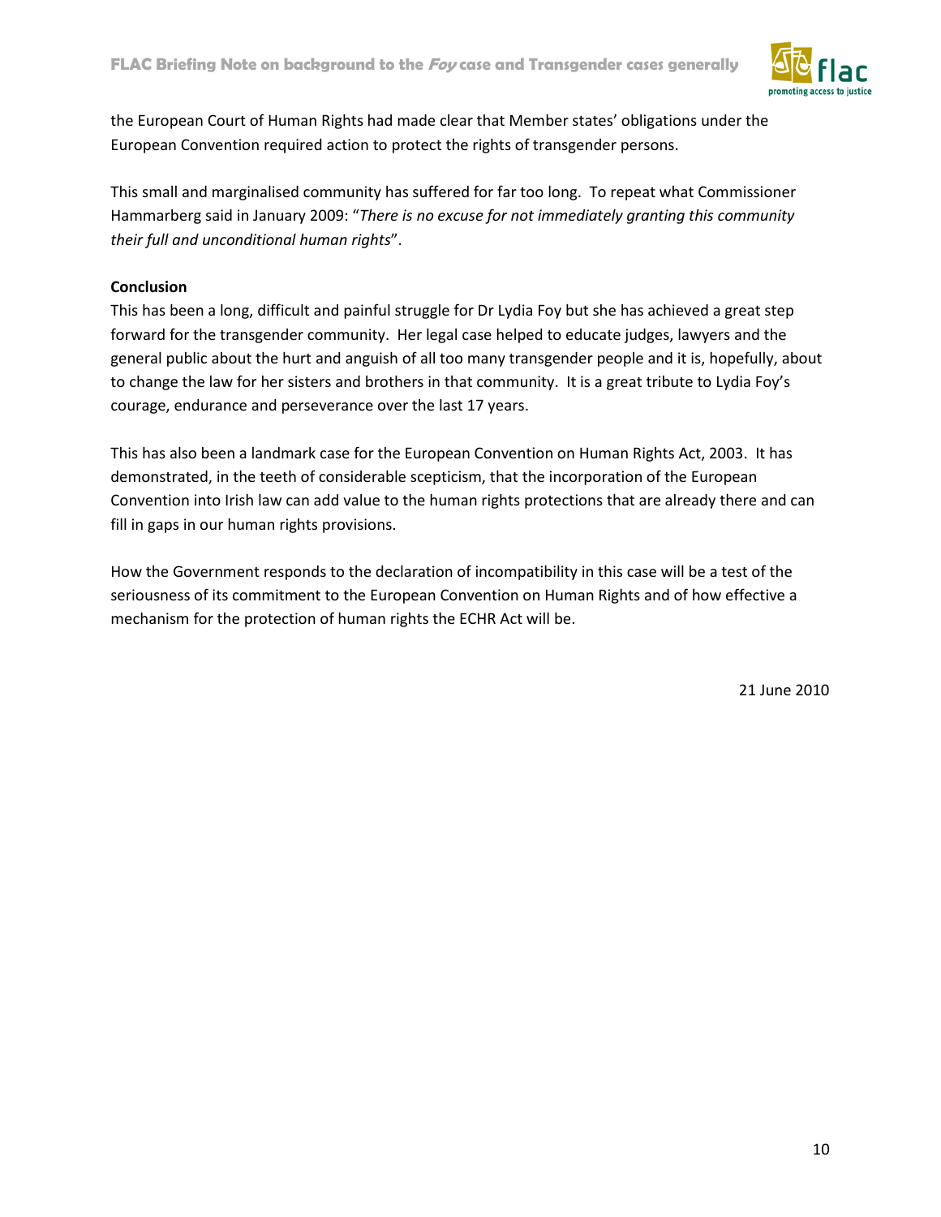the European Court of Human Rights had made clear that Member states' obligations under the European Convention required action to protect the rights of transgender persons.

This small and marginalised community has suffered for far too long. To repeat what Commissioner Hammarberg said in January 2009: "*There is no excuse for not immediately granting this community their full and unconditional human rights*".

**Conclusion**

This has been a long, difficult and painful struggle for Dr Lydia Foy but she has achieved a great step forward for the transgender community. Her legal case helped to educate judges, lawyers and the general public about the hurt and anguish of all too many transgender people and it is, hopefully, about to change the law for her sisters and brothers in that community. It is a great tribute to Lydia Foy's courage, endurance and perseverance over the last 17 years.

This has also been a landmark case for the European Convention on Human Rights Act, 2003. It has demonstrated, in the teeth of considerable scepticism, that the incorporation of the European Convention into Irish law can add value to the human rights protections that are already there and can fill in gaps in our human rights provisions.

How the Government responds to the declaration of incompatibility in this case will be a test of the seriousness of its commitment to the European Convention on Human Rights and of how effective a mechanism for the protection of human rights the ECHR Act will be.

21 June 2010